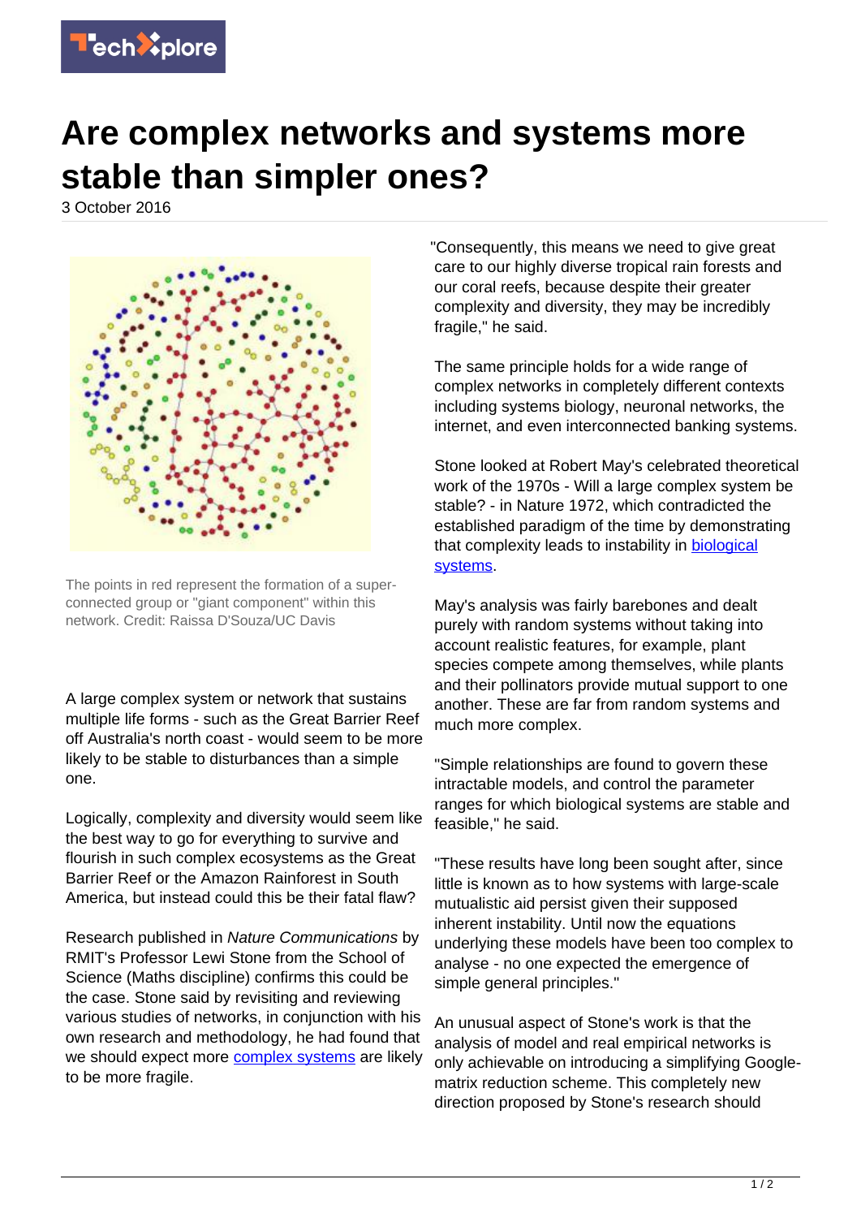# Are complex networks and systems more stable than simpler ones?

3 October 2016

The points in red represent the formation of a super-connected group or "giant component" within this network. Credit: Raissa D'Souza/UC Davis

A large complex system or network that sustains multiple life forms - such as the Great Barrier Reef off Australia's north coast - would seem to be more likely to be stable to disturbances than a simple one.

Logically, complexity and diversity would seem like the best way to go for everything to survive and flourish in such complex ecosystems as the Great Barrier Reef or the Amazon Rainforest in South America, but instead could this be their fatal flaw?

Research published in *Nature Communications* by RMIT's Professor Lewi Stone from the School of Science (Maths discipline) confirms this could be the case. Stone said by revisiting and reviewing various studies of networks, in conjunction with his own research and methodology, he had found that we should expect more complex systems are likely to be more fragile.

"Consequently, this means we need to give great care to our highly diverse tropical rain forests and our coral reefs, because despite their greater complexity and diversity, they may be incredibly fragile," he said.

The same principle holds for a wide range of complex networks in completely different contexts including systems biology, neuronal networks, the internet, and even interconnected banking systems.

Stone looked at Robert May's celebrated theoretical work of the 1970s - Will a large complex system be stable? - in Nature 1972, which contradicted the established paradigm of the time by demonstrating that complexity leads to instability in biological systems.

May's analysis was fairly barebones and dealt purely with random systems without taking into account realistic features, for example, plant species compete among themselves, while plants and their pollinators provide mutual support to one another. These are far from random systems and much more complex.

"Simple relationships are found to govern these intractable models, and control the parameter ranges for which biological systems are stable and feasible," he said.

"These results have long been sought after, since little is known as to how systems with large-scale mutualistic aid persist given their supposed inherent instability. Until now the equations underlying these models have been too complex to analyse - no one expected the emergence of simple general principles."

An unusual aspect of Stone's work is that the analysis of model and real empirical networks is only achievable on introducing a simplifying Google-matrix reduction scheme. This completely new direction proposed by Stone's research should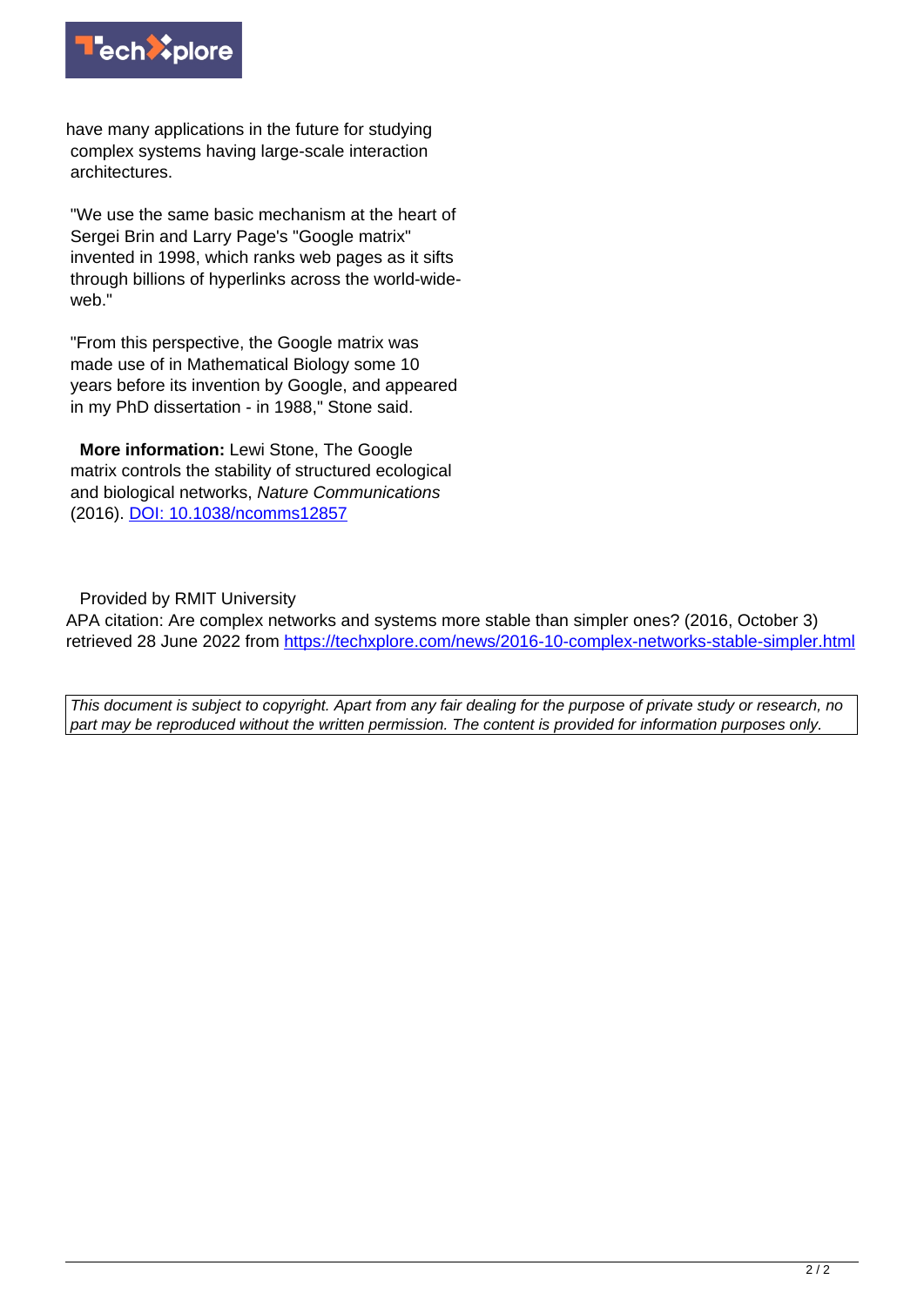have many applications in the future for studying complex systems having large-scale interaction architectures.

"We use the same basic mechanism at the heart of Sergei Brin and Larry Page's "Google matrix" invented in 1998, which ranks web pages as it sifts through billions of hyperlinks across the world-wide-web."

"From this perspective, the Google matrix was made use of in Mathematical Biology some 10 years before its invention by Google, and appeared in my PhD dissertation - in 1988," Stone said.

**More information:** Lewi Stone, The Google matrix controls the stability of structured ecological and biological networks, *Nature Communications* (2016). DOI: 10.1038/ncomms12857

Provided by RMIT University

APA citation: Are complex networks and systems more stable than simpler ones? (2016, October 3) retrieved 28 June 2022 from https://techxplore.com/news/2016-10-complex-networks-stable-simpler.html

*This document is subject to copyright. Apart from any fair dealing for the purpose of private study or research, no part may be reproduced without the written permission. The content is provided for information purposes only.*